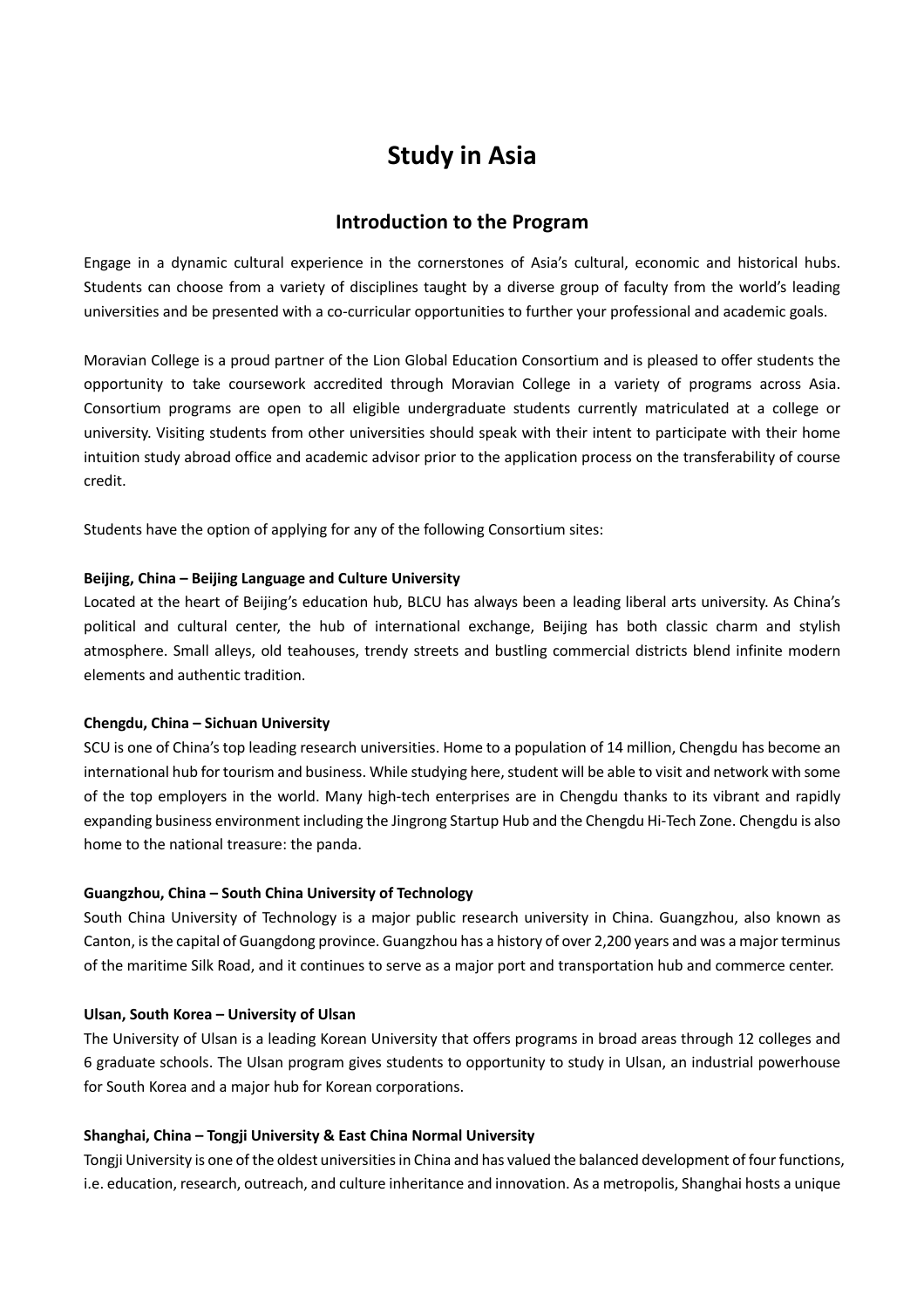# Study in Asia

## Introduction to the Program

Engage in a dynamic cultural experience in the cornerstones of Asia's cultural, economic and historical hubs. Students can choose from a variety of disciplines taught by a diverse group of faculty from the world's leading universities and be presented with a co-curricular opportunities to further your professional and academic goals.

Moravian College is a proud partner of the Lion Global Education Consortium and is pleased to offer students the opportunity to take coursework accredited through Moravian College in a variety of programs across Asia. Consortium programs are open to all eligible undergraduate students currently matriculated at a college or university. Visiting students from other universities should speak with their intent to participate with their home intuition study abroad office and academic advisor prior to the application process on the transferability of course credit.

Students have the option of applying for any of the following Consortium sites:

**Beijing, China – Beijing Language and Culture University**
Located at the heart of Beijing's education hub, BLCU has always been a leading liberal arts university. As China's political and cultural center, the hub of international exchange, Beijing has both classic charm and stylish atmosphere. Small alleys, old teahouses, trendy streets and bustling commercial districts blend infinite modern elements and authentic tradition.

**Chengdu, China – Sichuan University**
SCU is one of China's top leading research universities. Home to a population of 14 million, Chengdu has become an international hub for tourism and business. While studying here, student will be able to visit and network with some of the top employers in the world. Many high-tech enterprises are in Chengdu thanks to its vibrant and rapidly expanding business environment including the Jingrong Startup Hub and the Chengdu Hi-Tech Zone. Chengdu is also home to the national treasure: the panda.

**Guangzhou, China – South China University of Technology**
South China University of Technology is a major public research university in China. Guangzhou, also known as Canton, is the capital of Guangdong province. Guangzhou has a history of over 2,200 years and was a major terminus of the maritime Silk Road, and it continues to serve as a major port and transportation hub and commerce center.

**Ulsan, South Korea – University of Ulsan**
The University of Ulsan is a leading Korean University that offers programs in broad areas through 12 colleges and 6 graduate schools. The Ulsan program gives students to opportunity to study in Ulsan, an industrial powerhouse for South Korea and a major hub for Korean corporations.

**Shanghai, China – Tongji University & East China Normal University**
Tongji University is one of the oldest universities in China and has valued the balanced development of four functions, i.e. education, research, outreach, and culture inheritance and innovation. As a metropolis, Shanghai hosts a unique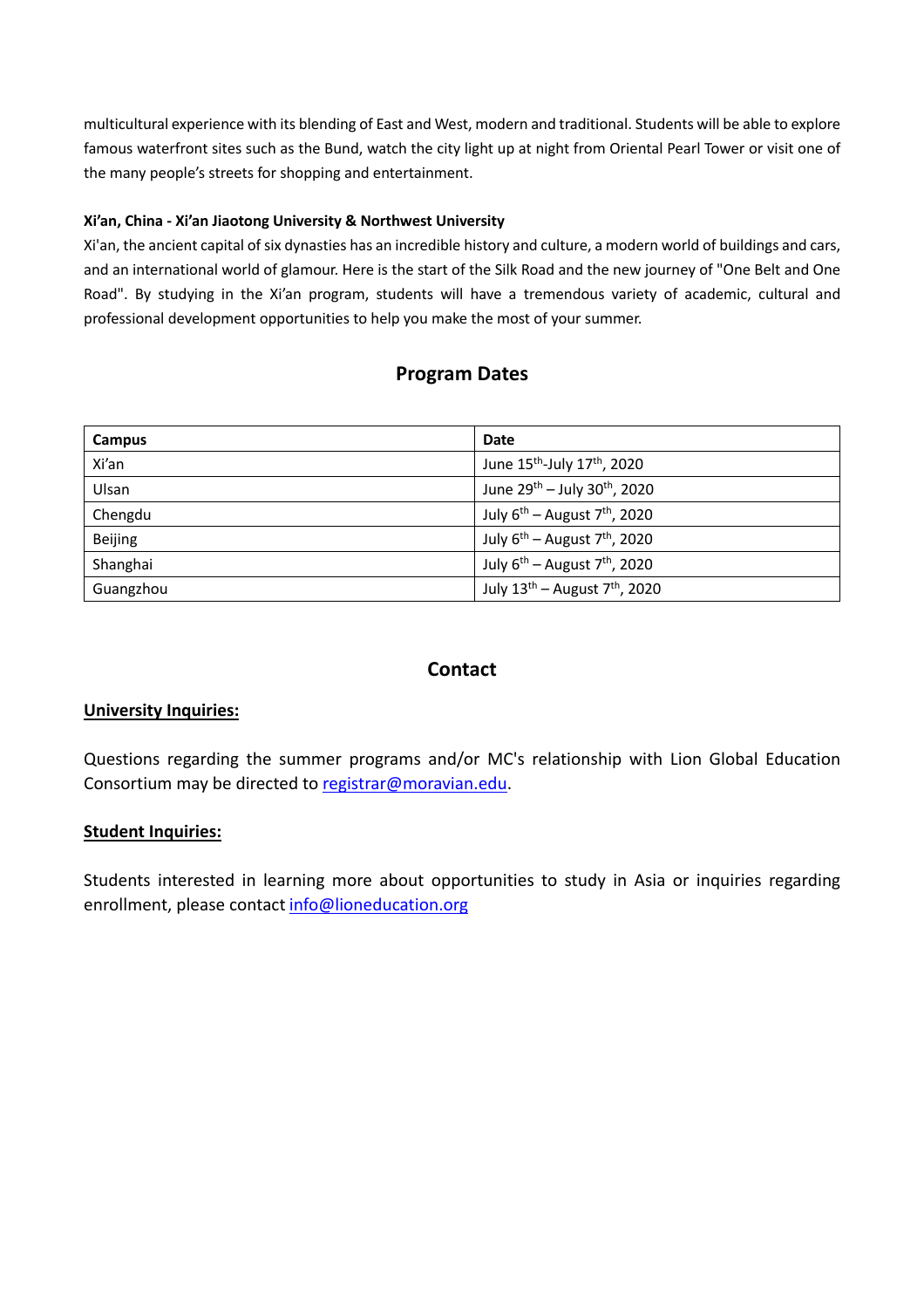multicultural experience with its blending of East and West, modern and traditional. Students will be able to explore famous waterfront sites such as the Bund, watch the city light up at night from Oriental Pearl Tower or visit one of the many people's streets for shopping and entertainment.

**Xi'an, China - Xi'an Jiaotong University & Northwest University**

Xi'an, the ancient capital of six dynasties has an incredible history and culture, a modern world of buildings and cars, and an international world of glamour. Here is the start of the Silk Road and the new journey of "One Belt and One Road". By studying in the Xi'an program, students will have a tremendous variety of academic, cultural and professional development opportunities to help you make the most of your summer.

## Program Dates

| Campus | Date |
|---|---|
| Xi'an | June 15th-July 17th, 2020 |
| Ulsan | June 29th – July 30th, 2020 |
| Chengdu | July 6th – August 7th, 2020 |
| Beijing | July 6th – August 7th, 2020 |
| Shanghai | July 6th – August 7th, 2020 |
| Guangzhou | July 13th – August 7th, 2020 |

## Contact

**University Inquiries:**

Questions regarding the summer programs and/or MC's relationship with Lion Global Education Consortium may be directed to registrar@moravian.edu.

**Student Inquiries:**

Students interested in learning more about opportunities to study in Asia or inquiries regarding enrollment, please contact info@lioneducation.org